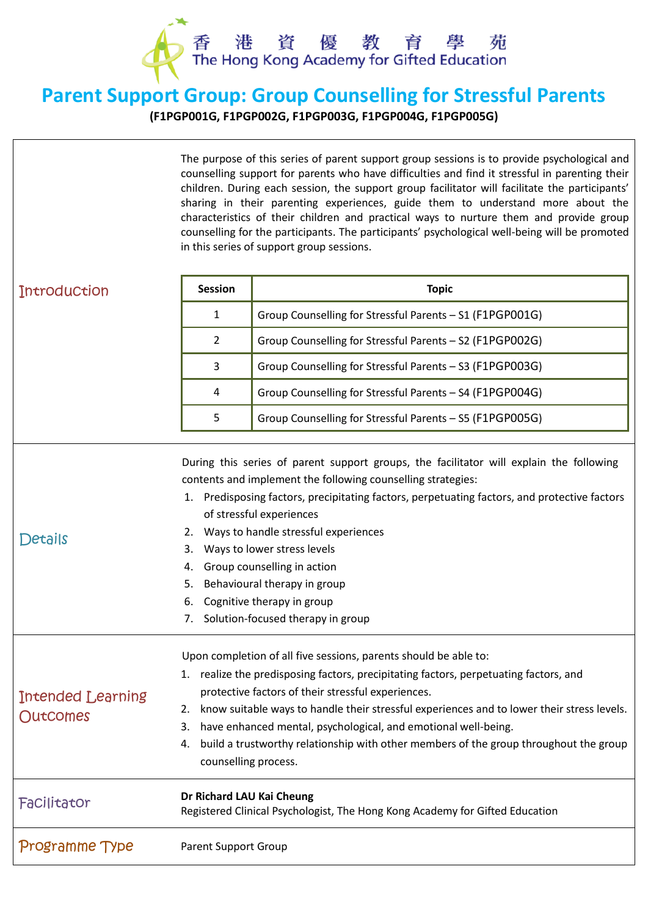香 港 資 優 教 育 學 苑

The Hong Kong Academy for Gifted Education

# Parent Support Group: Group Counselling for Stressful Parents

**(F1PGP001G, F1PGP002G, F1PGP003G, F1PGP004G, F1PGP005G)**

## Introduction

The purpose of this series of parent support group sessions is to provide psychological and counselling support for parents who have difficulties and find it stressful in parenting their children. During each session, the support group facilitator will facilitate the participants' sharing in their parenting experiences, guide them to understand more about the characteristics of their children and practical ways to nurture them and provide group counselling for the participants. The participants' psychological well-being will be promoted in this series of support group sessions.

| Session | Topic |
|---|---|
| 1 | Group Counselling for Stressful Parents – S1 (F1PGP001G) |
| 2 | Group Counselling for Stressful Parents – S2 (F1PGP002G) |
| 3 | Group Counselling for Stressful Parents – S3 (F1PGP003G) |
| 4 | Group Counselling for Stressful Parents – S4 (F1PGP004G) |
| 5 | Group Counselling for Stressful Parents – S5 (F1PGP005G) |

## Details

During this series of parent support groups, the facilitator will explain the following contents and implement the following counselling strategies:

1. Predisposing factors, precipitating factors, perpetuating factors, and protective factors of stressful experiences
2. Ways to handle stressful experiences
3. Ways to lower stress levels
4. Group counselling in action
5. Behavioural therapy in group
6. Cognitive therapy in group
7. Solution-focused therapy in group

## Intended Learning Outcomes

Upon completion of all five sessions, parents should be able to:

1. realize the predisposing factors, precipitating factors, perpetuating factors, and protective factors of their stressful experiences.
2. know suitable ways to handle their stressful experiences and to lower their stress levels.
3. have enhanced mental, psychological, and emotional well-being.
4. build a trustworthy relationship with other members of the group throughout the group counselling process.

## Facilitator

**Dr Richard LAU Kai Cheung**
Registered Clinical Psychologist, The Hong Kong Academy for Gifted Education

## Programme Type

Parent Support Group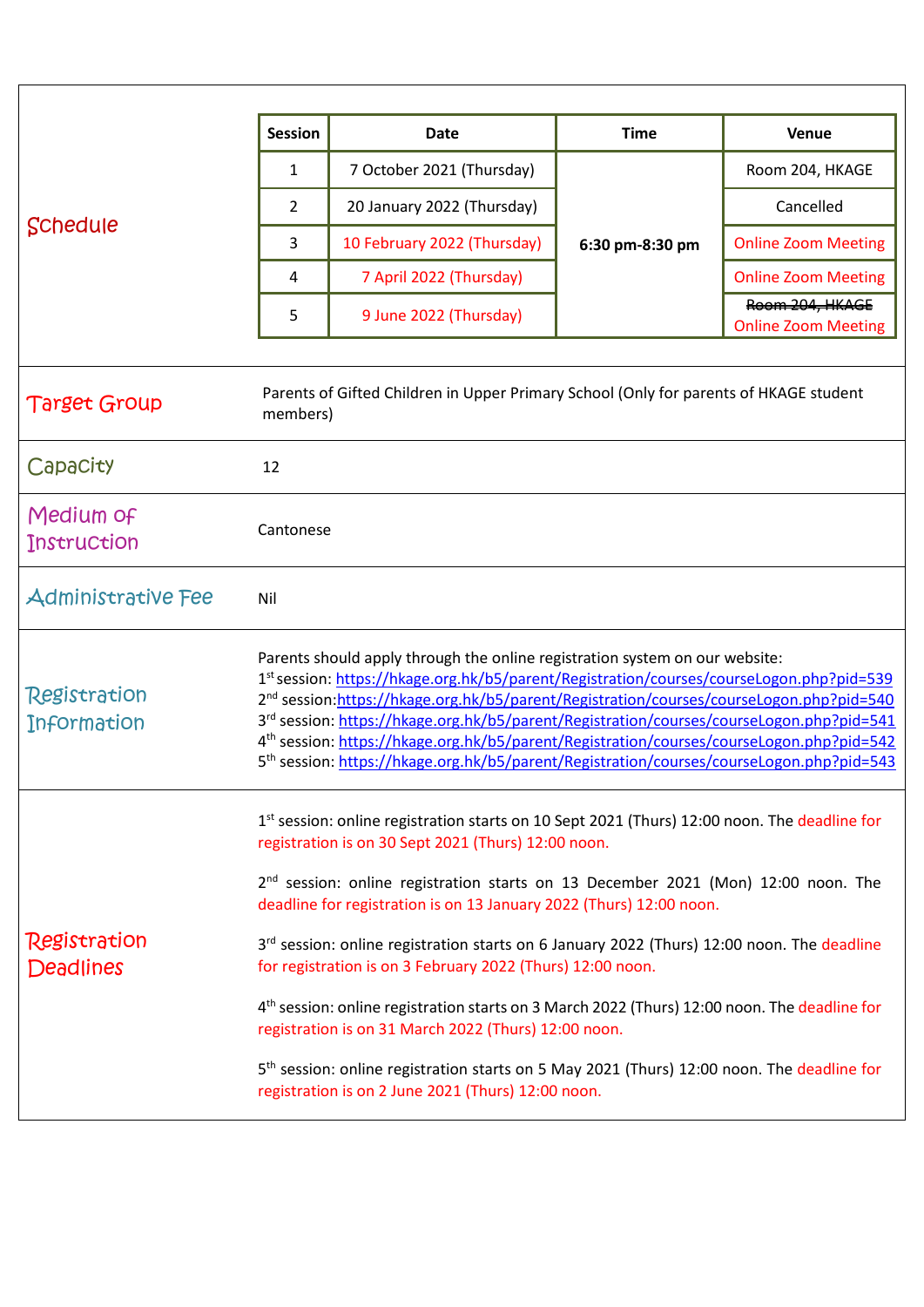**Schedule**

| Session | Date | Time | Venue |
|---|---|---|---|
| 1 | 7 October 2021 (Thursday) | 6:30 pm-8:30 pm | Room 204, HKAGE |
| 2 | 20 January 2022 (Thursday) | | Cancelled |
| 3 | 10 February 2022 (Thursday) | | Online Zoom Meeting |
| 4 | 7 April 2022 (Thursday) | | Online Zoom Meeting |
| 5 | 9 June 2022 (Thursday) | | ~~Room 204, HKAGE~~ Online Zoom Meeting |

**Target Group**

Parents of Gifted Children in Upper Primary School (Only for parents of HKAGE student members)

**Capacity**

12

**Medium of Instruction**

Cantonese

**Administrative Fee**

Nil

**Registration Information**

Parents should apply through the online registration system on our website:
1st session: https://hkage.org.hk/b5/parent/Registration/courses/courseLogon.php?pid=539
2nd session: https://hkage.org.hk/b5/parent/Registration/courses/courseLogon.php?pid=540
3rd session: https://hkage.org.hk/b5/parent/Registration/courses/courseLogon.php?pid=541
4th session: https://hkage.org.hk/b5/parent/Registration/courses/courseLogon.php?pid=542
5th session: https://hkage.org.hk/b5/parent/Registration/courses/courseLogon.php?pid=543

**Registration Deadlines**

1st session: online registration starts on 10 Sept 2021 (Thurs) 12:00 noon. The deadline for registration is on 30 Sept 2021 (Thurs) 12:00 noon.

2nd session: online registration starts on 13 December 2021 (Mon) 12:00 noon. The deadline for registration is on 13 January 2022 (Thurs) 12:00 noon.

3rd session: online registration starts on 6 January 2022 (Thurs) 12:00 noon. The deadline for registration is on 3 February 2022 (Thurs) 12:00 noon.

4th session: online registration starts on 3 March 2022 (Thurs) 12:00 noon. The deadline for registration is on 31 March 2022 (Thurs) 12:00 noon.

5th session: online registration starts on 5 May 2021 (Thurs) 12:00 noon. The deadline for registration is on 2 June 2021 (Thurs) 12:00 noon.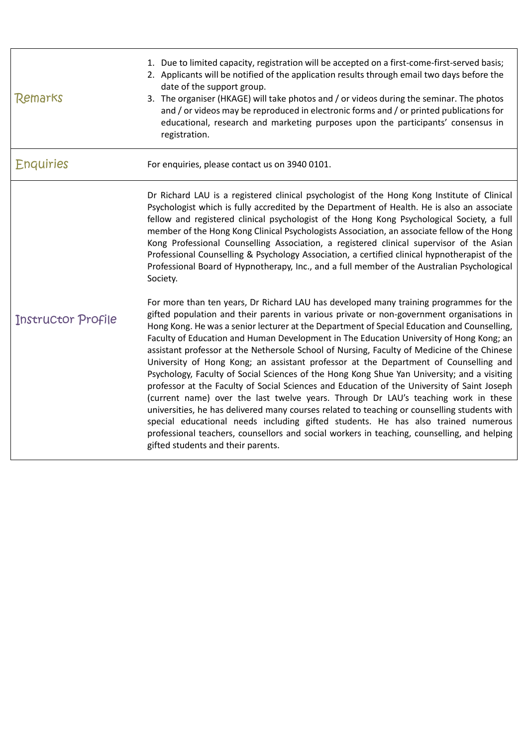| | |
|---|---|
| Remarks | 1. Due to limited capacity, registration will be accepted on a first-come-first-served basis;<br>2. Applicants will be notified of the application results through email two days before the date of the support group.<br>3. The organiser (HKAGE) will take photos and / or videos during the seminar. The photos and / or videos may be reproduced in electronic forms and / or printed publications for educational, research and marketing purposes upon the participants' consensus in registration. |
| Enquiries | For enquiries, please contact us on 3940 0101. |
| Instructor Profile | Dr Richard LAU is a registered clinical psychologist of the Hong Kong Institute of Clinical Psychologist which is fully accredited by the Department of Health. He is also an associate fellow and registered clinical psychologist of the Hong Kong Psychological Society, a full member of the Hong Kong Clinical Psychologists Association, an associate fellow of the Hong Kong Professional Counselling Association, a registered clinical supervisor of the Asian Professional Counselling & Psychology Association, a certified clinical hypnotherapist of the Professional Board of Hypnotherapy, Inc., and a full member of the Australian Psychological Society.<br><br>For more than ten years, Dr Richard LAU has developed many training programmes for the gifted population and their parents in various private or non-government organisations in Hong Kong. He was a senior lecturer at the Department of Special Education and Counselling, Faculty of Education and Human Development in The Education University of Hong Kong; an assistant professor at the Nethersole School of Nursing, Faculty of Medicine of the Chinese University of Hong Kong; an assistant professor at the Department of Counselling and Psychology, Faculty of Social Sciences of the Hong Kong Shue Yan University; and a visiting professor at the Faculty of Social Sciences and Education of the University of Saint Joseph (current name) over the last twelve years. Through Dr LAU's teaching work in these universities, he has delivered many courses related to teaching or counselling students with special educational needs including gifted students. He has also trained numerous professional teachers, counsellors and social workers in teaching, counselling, and helping gifted students and their parents. |